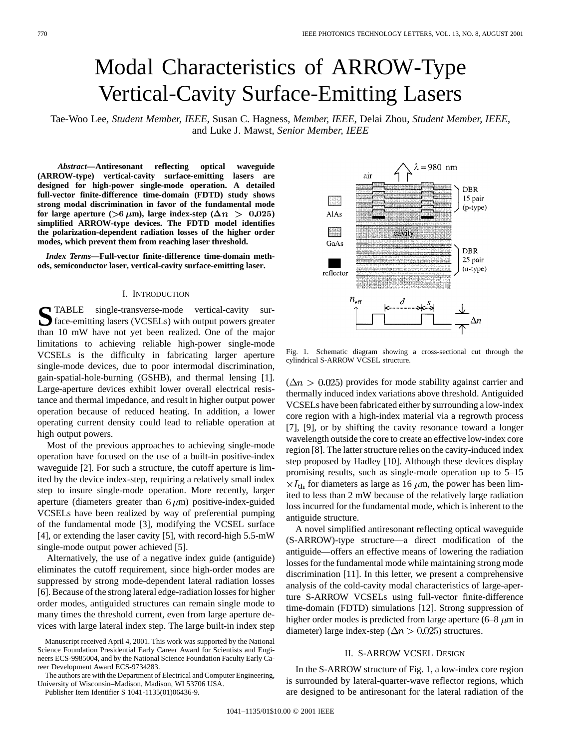# Modal Characteristics of ARROW-Type Vertical-Cavity Surface-Emitting Lasers

Tae-Woo Lee, *Student Member, IEEE*, Susan C. Hagness, *Member, IEEE*, Delai Zhou, *Student Member, IEEE*, and Luke J. Mawst, *Senior Member, IEEE*

***Abstract*—Antiresonant reflecting optical waveguide (ARROW-type) vertical-cavity surface-emitting lasers are designed for high-power single-mode operation. A detailed full-vector finite-difference time-domain (FDTD) study shows strong modal discrimination in favor of the fundamental mode for large aperture (>6 $\mu$m), large index-step ($\Delta n > 0.025$) simplified ARROW-type devices. The FDTD model identifies the polarization-dependent radiation losses of the higher order modes, which prevent them from reaching laser threshold.**

***Index Terms*—Full-vector finite-difference time-domain methods, semiconductor laser, vertical-cavity surface-emitting laser.**

## I. Introduction

STABLE single-transverse-mode vertical-cavity surface-emitting lasers (VCSELs) with output powers greater than 10 mW have not yet been realized. One of the major limitations to achieving reliable high-power single-mode VCSELs is the difficulty in fabricating larger aperture single-mode devices, due to poor intermodal discrimination, gain-spatial-hole-burning (GSHB), and thermal lensing [1]. Large-aperture devices exhibit lower overall electrical resistance and thermal impedance, and result in higher output power operation because of reduced heating. In addition, a lower operating current density could lead to reliable operation at high output powers.

Most of the previous approaches to achieving single-mode operation have focused on the use of a built-in positive-index waveguide [2]. For such a structure, the cutoff aperture is limited by the device index-step, requiring a relatively small index step to insure single-mode operation. More recently, larger aperture (diameters greater than 6 $\mu$m) positive-index-guided VCSELs have been realized by way of preferential pumping of the fundamental mode [3], modifying the VCSEL surface [4], or extending the laser cavity [5], with record-high 5.5-mW single-mode output power achieved [5].

Alternatively, the use of a negative index guide (antiguide) eliminates the cutoff requirement, since high-order modes are suppressed by strong mode-dependent lateral radiation losses [6]. Because of the strong lateral edge-radiation losses for higher order modes, antiguided structures can remain single mode to many times the threshold current, even from large aperture devices with large lateral index step. The large built-in index step ($\Delta n > 0.025$) provides for mode stability against carrier and thermally induced index variations above threshold. Antiguided VCSELs have been fabricated either by surrounding a low-index core region with a high-index material via a regrowth process [7], [9], or by shifting the cavity resonance toward a longer wavelength outside the core to create an effective low-index core region [8]. The latter structure relies on the cavity-induced index step proposed by Hadley [10]. Although these devices display promising results, such as single-mode operation up to 5–15 $\times I_{\rm th}$ for diameters as large as 16 $\mu$m, the power has been limited to less than 2 mW because of the relatively large radiation loss incurred for the fundamental mode, which is inherent to the antiguide structure.

Manuscript received April 4, 2001. This work was supported by the National Science Foundation Presidential Early Career Award for Scientists and Engineers ECS-9985004, and by the National Science Foundation Faculty Early Career Development Award ECS-9734283.

The authors are with the Department of Electrical and Computer Engineering, University of Wisconsin–Madison, Madison, WI 53706 USA.

Publisher Item Identifier S 1041-1135(01)06436-9.

Fig. 1. Schematic diagram showing a cross-sectional cut through the cylindrical S-ARROW VCSEL structure.

A novel simplified antiresonant reflecting optical waveguide (S-ARROW)-type structure—a direct modification of the antiguide—offers an effective means of lowering the radiation losses for the fundamental mode while maintaining strong mode discrimination [11]. In this letter, we present a comprehensive analysis of the cold-cavity modal characteristics of large-aperture S-ARROW VCSELs using full-vector finite-difference time-domain (FDTD) simulations [12]. Strong suppression of higher order modes is predicted from large aperture (6–8 $\mu$m in diameter) large index-step ($\Delta n > 0.025$) structures.

## II. S-ARROW VCSEL Design

In the S-ARROW structure of Fig. 1, a low-index core region is surrounded by lateral-quarter-wave reflector regions, which are designed to be antiresonant for the lateral radiation of the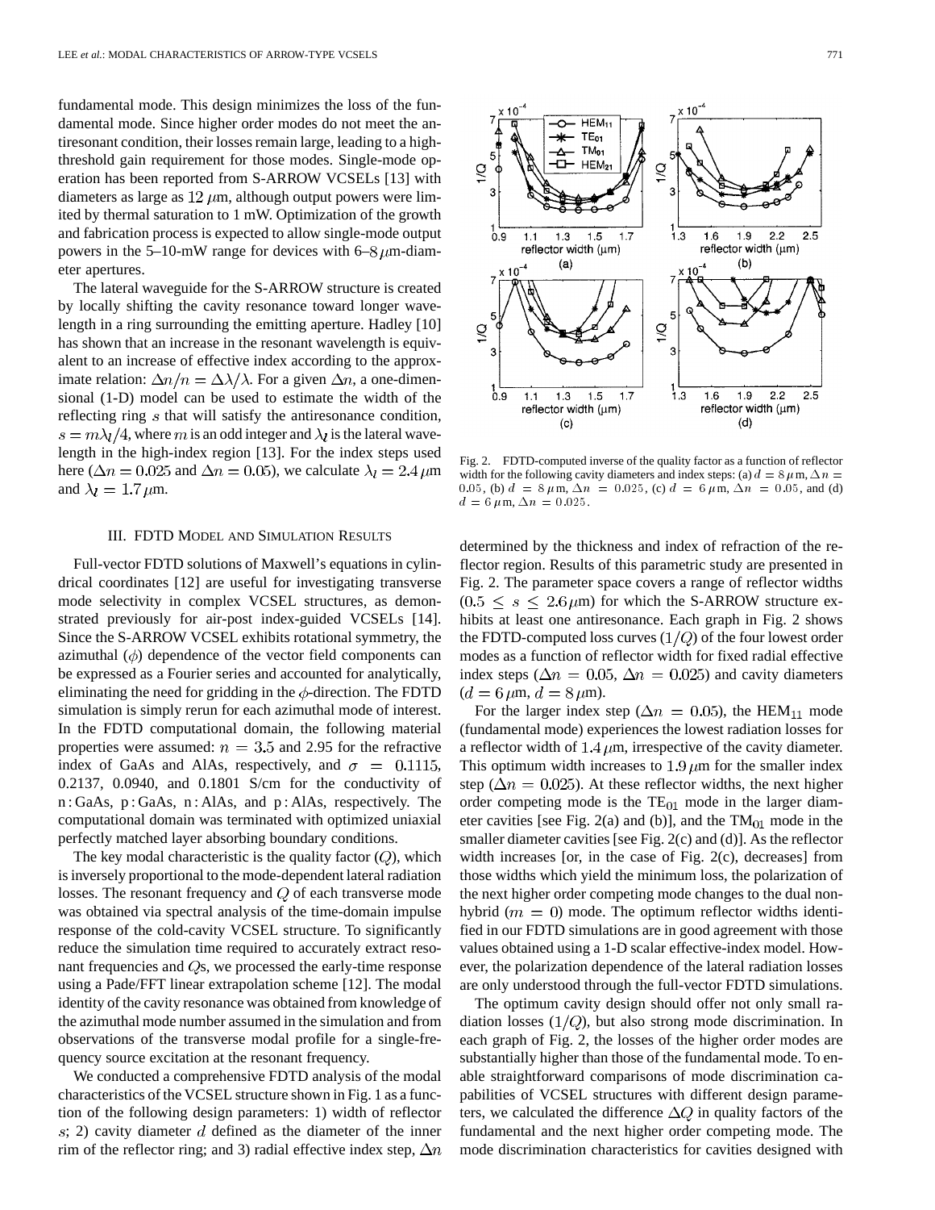fundamental mode. This design minimizes the loss of the fundamental mode. Since higher order modes do not meet the antiresonant condition, their losses remain large, leading to a high-threshold gain requirement for those modes. Single-mode operation has been reported from S-ARROW VCSELs [13] with diameters as large as $12\ \mu$m, although output powers were limited by thermal saturation to 1 mW. Optimization of the growth and fabrication process is expected to allow single-mode output powers in the 5–10-mW range for devices with 6–8 $\mu$m-diameter apertures.

The lateral waveguide for the S-ARROW structure is created by locally shifting the cavity resonance toward longer wavelength in a ring surrounding the emitting aperture. Hadley [10] has shown that an increase in the resonant wavelength is equivalent to an increase of effective index according to the approximate relation: $\Delta n/n = \Delta\lambda/\lambda$. For a given $\Delta n$, a one-dimensional (1-D) model can be used to estimate the width of the reflecting ring $s$ that will satisfy the antiresonance condition, $s = m\lambda_l/4$, where $m$ is an odd integer and $\lambda_l$ is the lateral wavelength in the high-index region [13]. For the index steps used here ($\Delta n = 0.025$ and $\Delta n = 0.05$), we calculate $\lambda_l = 2.4\ \mu$m and $\lambda_l = 1.7\ \mu$m.

## III. FDTD Model and Simulation Results

Full-vector FDTD solutions of Maxwell's equations in cylindrical coordinates [12] are useful for investigating transverse mode selectivity in complex VCSEL structures, as demonstrated previously for air-post index-guided VCSELs [14]. Since the S-ARROW VCSEL exhibits rotational symmetry, the azimuthal ($\phi$) dependence of the vector field components can be expressed as a Fourier series and accounted for analytically, eliminating the need for gridding in the $\phi$-direction. The FDTD simulation is simply rerun for each azimuthal mode of interest. In the FDTD computational domain, the following material properties were assumed: $n = 3.5$ and 2.95 for the refractive index of GaAs and AlAs, respectively, and $\sigma = 0.1115$, 0.2137, 0.0940, and 0.1801 S/cm for the conductivity of n : GaAs, p : GaAs, n : AlAs, and p : AlAs, respectively. The computational domain was terminated with optimized uniaxial perfectly matched layer absorbing boundary conditions.

The key modal characteristic is the quality factor ($Q$), which is inversely proportional to the mode-dependent lateral radiation losses. The resonant frequency and $Q$ of each transverse mode was obtained via spectral analysis of the time-domain impulse response of the cold-cavity VCSEL structure. To significantly reduce the simulation time required to accurately extract resonant frequencies and $Q$s, we processed the early-time response using a Pade/FFT linear extrapolation scheme [12]. The modal identity of the cavity resonance was obtained from knowledge of the azimuthal mode number assumed in the simulation and from observations of the transverse modal profile for a single-frequency source excitation at the resonant frequency.

We conducted a comprehensive FDTD analysis of the modal characteristics of the VCSEL structure shown in Fig. 1 as a function of the following design parameters: 1) width of reflector $s$; 2) cavity diameter $d$ defined as the diameter of the inner rim of the reflector ring; and 3) radial effective index step, $\Delta n$ determined by the thickness and index of refraction of the reflector region. Results of this parametric study are presented in Fig. 2. The parameter space covers a range of reflector widths ($0.5 \leq s \leq 2.6\ \mu$m) for which the S-ARROW structure exhibits at least one antiresonance. Each graph in Fig. 2 shows the FDTD-computed loss curves ($1/Q$) of the four lowest order modes as a function of reflector width for fixed radial effective index steps ($\Delta n = 0.05$, $\Delta n = 0.025$) and cavity diameters ($d = 6\ \mu$m, $d = 8\ \mu$m).

Fig. 2. FDTD-computed inverse of the quality factor as a function of reflector width for the following cavity diameters and index steps: (a) $d = 8\ \mu$m, $\Delta n = 0.05$, (b) $d = 8\ \mu$m, $\Delta n = 0.025$, (c) $d = 6\ \mu$m, $\Delta n = 0.05$, and (d) $d = 6\ \mu$m, $\Delta n = 0.025$.

For the larger index step ($\Delta n = 0.05$), the $HEM_{11}$ mode (fundamental mode) experiences the lowest radiation losses for a reflector width of $1.4\ \mu$m, irrespective of the cavity diameter. This optimum width increases to $1.9\ \mu$m for the smaller index step ($\Delta n = 0.025$). At these reflector widths, the next higher order competing mode is the $TE_{01}$ mode in the larger diameter cavities [see Fig. 2(a) and (b)], and the $TM_{01}$ mode in the smaller diameter cavities [see Fig. 2(c) and (d)]. As the reflector width increases [or, in the case of Fig. 2(c), decreases] from those widths which yield the minimum loss, the polarization of the next higher order competing mode changes to the dual nonhybrid ($m = 0$) mode. The optimum reflector widths identified in our FDTD simulations are in good agreement with those values obtained using a 1-D scalar effective-index model. However, the polarization dependence of the lateral radiation losses are only understood through the full-vector FDTD simulations.

The optimum cavity design should offer not only small radiation losses ($1/Q$), but also strong mode discrimination. In each graph of Fig. 2, the losses of the higher order modes are substantially higher than those of the fundamental mode. To enable straightforward comparisons of mode discrimination capabilities of VCSEL structures with different design parameters, we calculated the difference $\Delta Q$ in quality factors of the fundamental and the next higher order competing mode. The mode discrimination characteristics for cavities designed with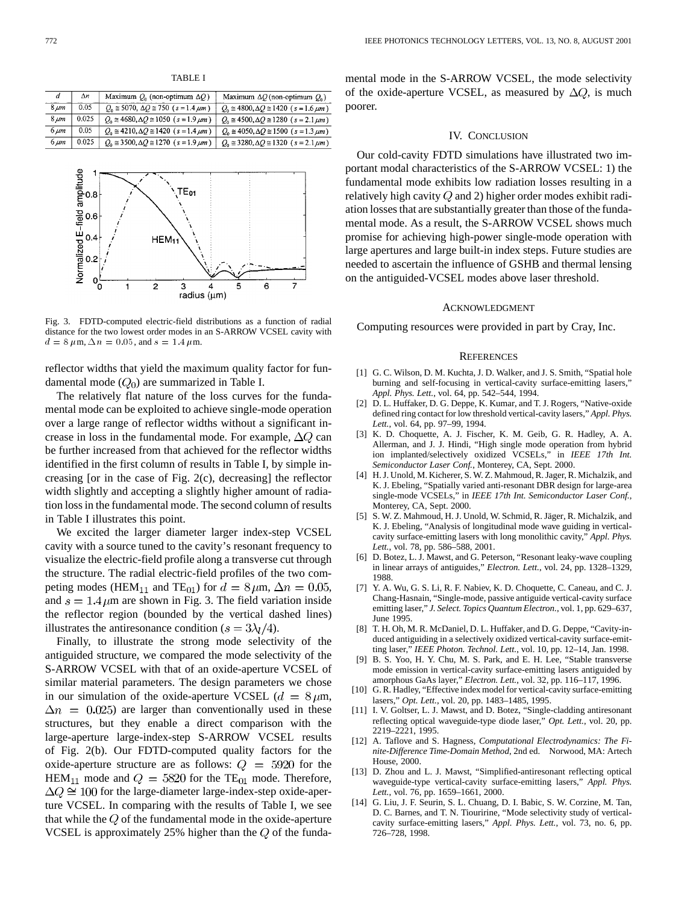TABLE I

| $d$ | $\Delta n$ | Maximum $Q_0$ (non-optimum $\Delta Q$) | Maximum $\Delta Q$ (non-optimum $Q_0$) |
|---|---|---|---|
| $8\,\mu m$ | 0.05 | $Q_0 \cong 5070, \Delta Q \cong 750$ $(s = 1.4\,\mu m)$ | $Q_0 \cong 4800, \Delta Q \cong 1420$ $(s = 1.6\,\mu m)$ |
| $8\,\mu m$ | 0.025 | $Q_0 \cong 4680, \Delta Q \cong 1050$ $(s = 1.9\,\mu m)$ | $Q_0 \cong 4500, \Delta Q \cong 1280$ $(s = 2.1\,\mu m)$ |
| $6\,\mu m$ | 0.05 | $Q_0 \cong 4210, \Delta Q \cong 1420$ $(s = 1.4\,\mu m)$ | $Q_0 \cong 4050, \Delta Q \cong 1500$ $(s = 1.3\,\mu m)$ |
| $6\,\mu m$ | 0.025 | $Q_0 \cong 3500, \Delta Q \cong 1270$ $(s = 1.9\,\mu m)$ | $Q_0 \cong 3280, \Delta Q \cong 1320$ $(s = 2.1\,\mu m)$ |

Normalized E–field amplitude
radius (μm)
TE01
HEM11
0
0.2
0.4
0.6
0.8
1
0 1 2 3 4 5 6 7

Fig. 3. FDTD-computed electric-field distributions as a function of radial distance for the two lowest order modes in an S-ARROW VCSEL cavity with $d = 8\,\mu$m, $\Delta n = 0.05$, and $s = 1.4\,\mu$m.

reflector widths that yield the maximum quality factor for fundamental mode ($Q_0$) are summarized in Table I.

The relatively flat nature of the loss curves for the fundamental mode can be exploited to achieve single-mode operation over a large range of reflector widths without a significant increase in loss in the fundamental mode. For example, $\Delta Q$ can be further increased from that achieved for the reflector widths identified in the first column of results in Table I, by simple increasing [or in the case of Fig. 2(c), decreasing] the reflector width slightly and accepting a slightly higher amount of radiation loss in the fundamental mode. The second column of results in Table I illustrates this point.

We excited the larger diameter larger index-step VCSEL cavity with a source tuned to the cavity's resonant frequency to visualize the electric-field profile along a transverse cut through the structure. The radial electric-field profiles of the two competing modes ($\text{HEM}_{11}$ and $\text{TE}_{01}$) for $d = 8\,\mu$m, $\Delta n = 0.05$, and $s = 1.4\,\mu$m are shown in Fig. 3. The field variation inside the reflector region (bounded by the vertical dashed lines) illustrates the antiresonance condition ($s = 3\lambda_l/4$).

Finally, to illustrate the strong mode selectivity of the antiguided structure, we compared the mode selectivity of the S-ARROW VCSEL with that of an oxide-aperture VCSEL of similar material parameters. The design parameters we chose in our simulation of the oxide-aperture VCSEL ($d = 8\,\mu$m, $\Delta n = 0.025$) are larger than conventionally used in these structures, but they enable a direct comparison with the large-aperture large-index-step S-ARROW VCSEL results of Fig. 2(b). Our FDTD-computed quality factors for the oxide-aperture structure are as follows: $Q = 5920$ for the $\text{HEM}_{11}$ mode and $Q = 5820$ for the $\text{TE}_{01}$ mode. Therefore, $\Delta Q \cong 100$ for the large-diameter large-index-step oxide-aperture VCSEL. In comparing with the results of Table I, we see that while the $Q$ of the fundamental mode in the oxide-aperture VCSEL is approximately 25% higher than the $Q$ of the fundamental mode in the S-ARROW VCSEL, the mode selectivity of the oxide-aperture VCSEL, as measured by $\Delta Q$, is much poorer.

## IV. Conclusion

Our cold-cavity FDTD simulations have illustrated two important modal characteristics of the S-ARROW VCSEL: 1) the fundamental mode exhibits low radiation losses resulting in a relatively high cavity $Q$ and 2) higher order modes exhibit radiation losses that are substantially greater than those of the fundamental mode. As a result, the S-ARROW VCSEL shows much promise for achieving high-power single-mode operation with large apertures and large built-in index steps. Future studies are needed to ascertain the influence of GSHB and thermal lensing on the antiguided-VCSEL modes above laser threshold.

## Acknowledgment

Computing resources were provided in part by Cray, Inc.

## References

[1] G. C. Wilson, D. M. Kuchta, J. D. Walker, and J. S. Smith, "Spatial hole burning and self-focusing in vertical-cavity surface-emitting lasers," *Appl. Phys. Lett.*, vol. 64, pp. 542–544, 1994.

[2] D. L. Huffaker, D. G. Deppe, K. Kumar, and T. J. Rogers, "Native-oxide defined ring contact for low threshold vertical-cavity lasers," *Appl. Phys. Lett.*, vol. 64, pp. 97–99, 1994.

[3] K. D. Choquette, A. J. Fischer, K. M. Geib, G. R. Hadley, A. A. Allerman, and J. J. Hindi, "High single mode operation from hybrid ion implanted/selectively oxidized VCSELs," in *IEEE 17th Int. Semiconductor Laser Conf.*, Monterey, CA, Sept. 2000.

[4] H. J. Unold, M. Kicherer, S. W. Z. Mahmoud, R. Jager, R. Michalzik, and K. J. Ebeling, "Spatially varied anti-resonant DBR design for large-area single-mode VCSELs," in *IEEE 17th Int. Semiconductor Laser Conf.*, Monterey, CA, Sept. 2000.

[5] S. W. Z. Mahmoud, H. J. Unold, W. Schmid, R. Jäger, R. Michalzik, and K. J. Ebeling, "Analysis of longitudinal mode wave guiding in vertical-cavity surface-emitting lasers with long monolithic cavity," *Appl. Phys. Lett.*, vol. 78, pp. 586–588, 2001.

[6] D. Botez, L. J. Mawst, and G. Peterson, "Resonant leaky-wave coupling in linear arrays of antiguides," *Electron. Lett.*, vol. 24, pp. 1328–1329, 1988.

[7] Y. A. Wu, G. S. Li, R. F. Nabiev, K. D. Choquette, C. Caneau, and C. J. Chang-Hasnain, "Single-mode, passive antiguide vertical-cavity surface emitting laser," *J. Select. Topics Quantum Electron.*, vol. 1, pp. 629–637, June 1995.

[8] T. H. Oh, M. R. McDaniel, D. L. Huffaker, and D. G. Deppe, "Cavity-induced antiguiding in a selectively oxidized vertical-cavity surface-emitting laser," *IEEE Photon. Technol. Lett.*, vol. 10, pp 12–14, Jan. 1998.

[9] B. S. Yoo, H. Y. Chu, M. S. Park, and E. H. Lee, "Stable transverse mode emission in vertical-cavity surface-emitting lasers antiguided by amorphous GaAs layer," *Electron. Lett.*, vol. 32, pp. 116–117, 1996.

[10] G. R. Hadley, "Effective index model for vertical-cavity surface-emitting lasers," *Opt. Lett.*, vol. 20, pp. 1483–1485, 1995.

[11] I. V. Goltser, L. J. Mawst, and D. Botez, "Single-cladding antiresonant reflecting optical waveguide-type diode laser," *Opt. Lett.*, vol. 20, pp. 2219–2221, 1995.

[12] A. Taflove and S. Hagness, *Computational Electrodynamics: The Finite-Difference Time-Domain Method*, 2nd ed. Norwood, MA: Artech House, 2000.

[13] D. Zhou and L. J. Mawst, "Simplified-antiresonant reflecting optical waveguide-type vertical-cavity surface-emitting lasers," *Appl. Phys. Lett.*, vol. 76, pp. 1659–1661, 2000.

[14] G. Liu, J. F. Seurin, S. L. Chuang, D. I. Babic, S. W. Corzine, M. Tan, D. C. Barnes, and T. N. Tiouririne, "Mode selectivity study of vertical-cavity surface-emitting lasers," *Appl. Phys. Lett.*, vol. 73, no. 6, pp. 726–728, 1998.